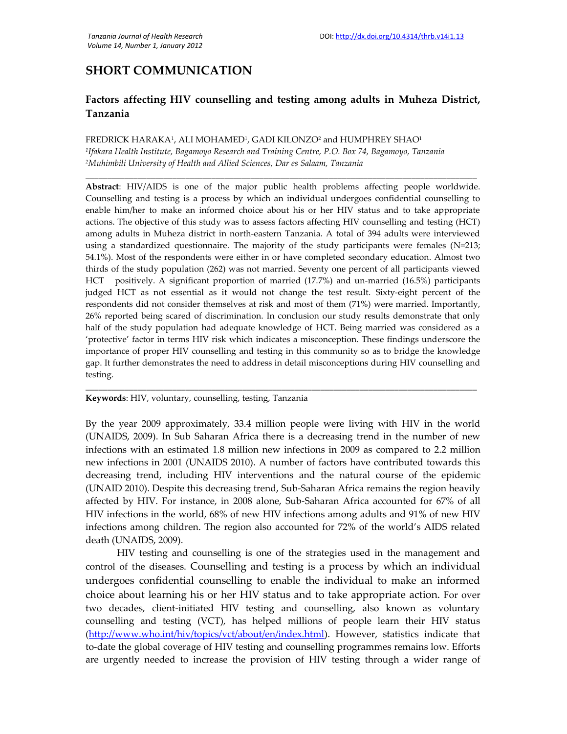## SHORT COMMUNICATION

# Factors affecting HIV counselling and testing among adults in Muheza District, Tanzania

FREDRICK HARAKA[1], ALI MOHAMED[1], GADI KILONZO[2] and HUMPHREY SHAO[1]

[1]*Ifakara Health Institute, Bagamoyo Research and Training Centre, P.O. Box 74, Bagamoyo, Tanzania*
[2]*Muhimbili University of Health and Allied Sciences, Dar es Salaam, Tanzania*

---

**Abstract**: HIV/AIDS is one of the major public health problems affecting people worldwide. Counselling and testing is a process by which an individual undergoes confidential counselling to enable him/her to make an informed choice about his or her HIV status and to take appropriate actions. The objective of this study was to assess factors affecting HIV counselling and testing (HCT) among adults in Muheza district in north-eastern Tanzania. A total of 394 adults were interviewed using a standardized questionnaire. The majority of the study participants were females (N=213; 54.1%). Most of the respondents were either in or have completed secondary education. Almost two thirds of the study population (262) was not married. Seventy one percent of all participants viewed HCT positively. A significant proportion of married (17.7%) and un-married (16.5%) participants judged HCT as not essential as it would not change the test result. Sixty-eight percent of the respondents did not consider themselves at risk and most of them (71%) were married. Importantly, 26% reported being scared of discrimination. In conclusion our study results demonstrate that only half of the study population had adequate knowledge of HCT. Being married was considered as a 'protective' factor in terms HIV risk which indicates a misconception. These findings underscore the importance of proper HIV counselling and testing in this community so as to bridge the knowledge gap. It further demonstrates the need to address in detail misconceptions during HIV counselling and testing.

---

**Keywords**: HIV, voluntary, counselling, testing, Tanzania

By the year 2009 approximately, 33.4 million people were living with HIV in the world (UNAIDS, 2009). In Sub Saharan Africa there is a decreasing trend in the number of new infections with an estimated 1.8 million new infections in 2009 as compared to 2.2 million new infections in 2001 (UNAIDS 2010). A number of factors have contributed towards this decreasing trend, including HIV interventions and the natural course of the epidemic (UNAID 2010). Despite this decreasing trend, Sub-Saharan Africa remains the region heavily affected by HIV. For instance, in 2008 alone, Sub-Saharan Africa accounted for 67% of all HIV infections in the world, 68% of new HIV infections among adults and 91% of new HIV infections among children. The region also accounted for 72% of the world's AIDS related death (UNAIDS, 2009).

HIV testing and counselling is one of the strategies used in the management and control of the diseases. Counselling and testing is a process by which an individual undergoes confidential counselling to enable the individual to make an informed choice about learning his or her HIV status and to take appropriate action. For over two decades, client-initiated HIV testing and counselling, also known as voluntary counselling and testing (VCT), has helped millions of people learn their HIV status (http://www.who.int/hiv/topics/vct/about/en/index.html). However, statistics indicate that to-date the global coverage of HIV testing and counselling programmes remains low. Efforts are urgently needed to increase the provision of HIV testing through a wider range of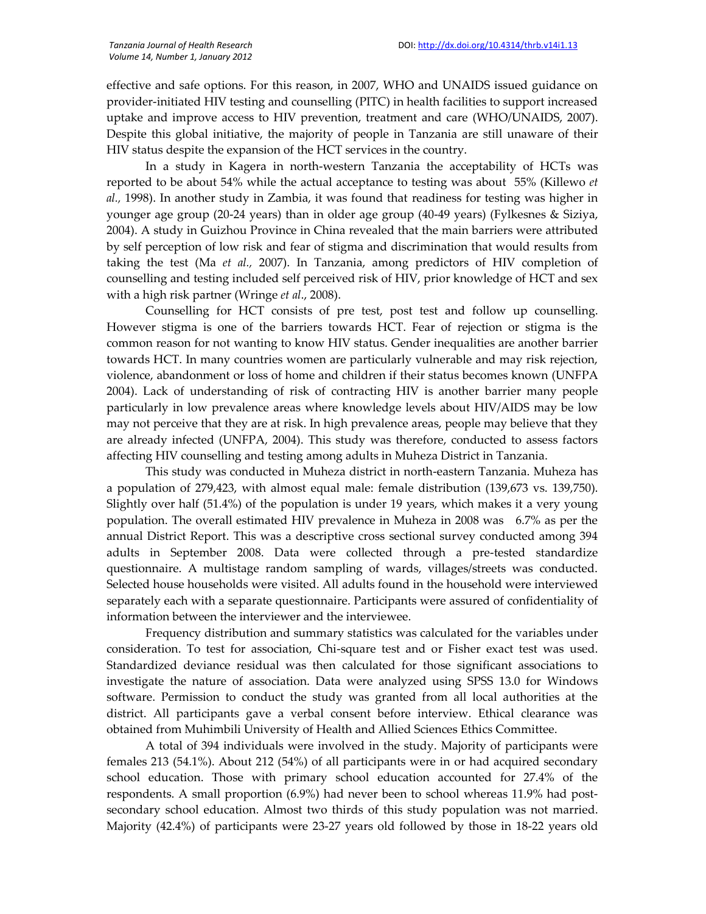effective and safe options. For this reason, in 2007, WHO and UNAIDS issued guidance on provider-initiated HIV testing and counselling (PITC) in health facilities to support increased uptake and improve access to HIV prevention, treatment and care (WHO/UNAIDS, 2007). Despite this global initiative, the majority of people in Tanzania are still unaware of their HIV status despite the expansion of the HCT services in the country.

In a study in Kagera in north-western Tanzania the acceptability of HCTs was reported to be about 54% while the actual acceptance to testing was about 55% (Killewo *et al.,* 1998). In another study in Zambia, it was found that readiness for testing was higher in younger age group (20-24 years) than in older age group (40-49 years) (Fylkesnes & Siziya, 2004). A study in Guizhou Province in China revealed that the main barriers were attributed by self perception of low risk and fear of stigma and discrimination that would results from taking the test (Ma *et al.,* 2007). In Tanzania, among predictors of HIV completion of counselling and testing included self perceived risk of HIV, prior knowledge of HCT and sex with a high risk partner (Wringe *et al*., 2008).

Counselling for HCT consists of pre test, post test and follow up counselling. However stigma is one of the barriers towards HCT. Fear of rejection or stigma is the common reason for not wanting to know HIV status. Gender inequalities are another barrier towards HCT. In many countries women are particularly vulnerable and may risk rejection, violence, abandonment or loss of home and children if their status becomes known (UNFPA 2004). Lack of understanding of risk of contracting HIV is another barrier many people particularly in low prevalence areas where knowledge levels about HIV/AIDS may be low may not perceive that they are at risk. In high prevalence areas, people may believe that they are already infected (UNFPA, 2004). This study was therefore, conducted to assess factors affecting HIV counselling and testing among adults in Muheza District in Tanzania.

This study was conducted in Muheza district in north-eastern Tanzania. Muheza has a population of 279,423, with almost equal male: female distribution (139,673 vs. 139,750). Slightly over half (51.4%) of the population is under 19 years, which makes it a very young population. The overall estimated HIV prevalence in Muheza in 2008 was 6.7% as per the annual District Report. This was a descriptive cross sectional survey conducted among 394 adults in September 2008. Data were collected through a pre-tested standardize questionnaire. A multistage random sampling of wards, villages/streets was conducted. Selected house households were visited. All adults found in the household were interviewed separately each with a separate questionnaire. Participants were assured of confidentiality of information between the interviewer and the interviewee.

Frequency distribution and summary statistics was calculated for the variables under consideration. To test for association, Chi-square test and or Fisher exact test was used. Standardized deviance residual was then calculated for those significant associations to investigate the nature of association. Data were analyzed using SPSS 13.0 for Windows software. Permission to conduct the study was granted from all local authorities at the district. All participants gave a verbal consent before interview. Ethical clearance was obtained from Muhimbili University of Health and Allied Sciences Ethics Committee.

A total of 394 individuals were involved in the study. Majority of participants were females 213 (54.1%). About 212 (54%) of all participants were in or had acquired secondary school education. Those with primary school education accounted for 27.4% of the respondents. A small proportion (6.9%) had never been to school whereas 11.9% had post-secondary school education. Almost two thirds of this study population was not married. Majority (42.4%) of participants were 23-27 years old followed by those in 18-22 years old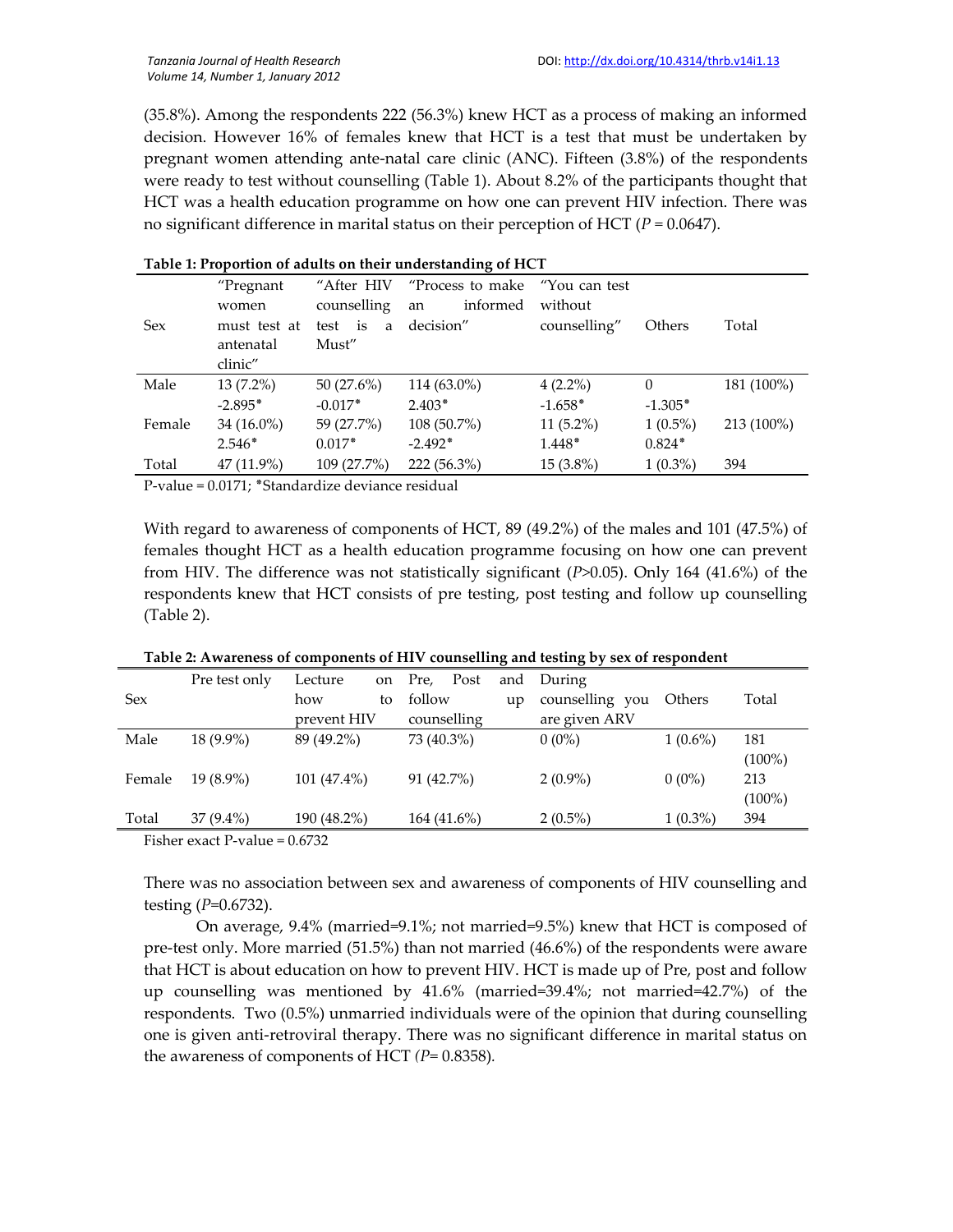(35.8%). Among the respondents 222 (56.3%) knew HCT as a process of making an informed decision. However 16% of females knew that HCT is a test that must be undertaken by pregnant women attending ante-natal care clinic (ANC). Fifteen (3.8%) of the respondents were ready to test without counselling (Table 1). About 8.2% of the participants thought that HCT was a health education programme on how one can prevent HIV infection. There was no significant difference in marital status on their perception of HCT (*P* = 0.0647).

**Table 1: Proportion of adults on their understanding of HCT**

| Sex | "Pregnant women must test at antenatal clinic" | "After HIV counselling test is a Must" | "Process to make an informed decision" | "You can test without counselling" | Others | Total |
|---|---|---|---|---|---|---|
| Male | 13 (7.2%) | 50 (27.6%) | 114 (63.0%) | 4 (2.2%) | 0 | 181 (100%) |
| | -2.895* | -0.017* | 2.403* | -1.658* | -1.305* | |
| Female | 34 (16.0%) | 59 (27.7%) | 108 (50.7%) | 11 (5.2%) | 1 (0.5%) | 213 (100%) |
| | 2.546* | 0.017* | -2.492* | 1.448* | 0.824* | |
| Total | 47 (11.9%) | 109 (27.7%) | 222 (56.3%) | 15 (3.8%) | 1 (0.3%) | 394 |

P-value = 0.0171; *Standardize deviance residual

With regard to awareness of components of HCT, 89 (49.2%) of the males and 101 (47.5%) of females thought HCT as a health education programme focusing on how one can prevent from HIV. The difference was not statistically significant (*P*>0.05). Only 164 (41.6%) of the respondents knew that HCT consists of pre testing, post testing and follow up counselling (Table 2).

**Table 2: Awareness of components of HIV counselling and testing by sex of respondent**

| Sex | Pre test only | Lecture on how to prevent HIV | Pre, Post and follow up counselling | During counselling you are given ARV | Others | Total |
|---|---|---|---|---|---|---|
| Male | 18 (9.9%) | 89 (49.2%) | 73 (40.3%) | 0 (0%) | 1 (0.6%) | 181 (100%) |
| Female | 19 (8.9%) | 101 (47.4%) | 91 (42.7%) | 2 (0.9%) | 0 (0%) | 213 (100%) |
| Total | 37 (9.4%) | 190 (48.2%) | 164 (41.6%) | 2 (0.5%) | 1 (0.3%) | 394 |

Fisher exact P-value = 0.6732

There was no association between sex and awareness of components of HIV counselling and testing (*P*=0.6732).

On average, 9.4% (married=9.1%; not married=9.5%) knew that HCT is composed of pre-test only. More married (51.5%) than not married (46.6%) of the respondents were aware that HCT is about education on how to prevent HIV. HCT is made up of Pre, post and follow up counselling was mentioned by 41.6% (married=39.4%; not married=42.7%) of the respondents. Two (0.5%) unmarried individuals were of the opinion that during counselling one is given anti-retroviral therapy. There was no significant difference in marital status on the awareness of components of HCT (*P*= 0.8358).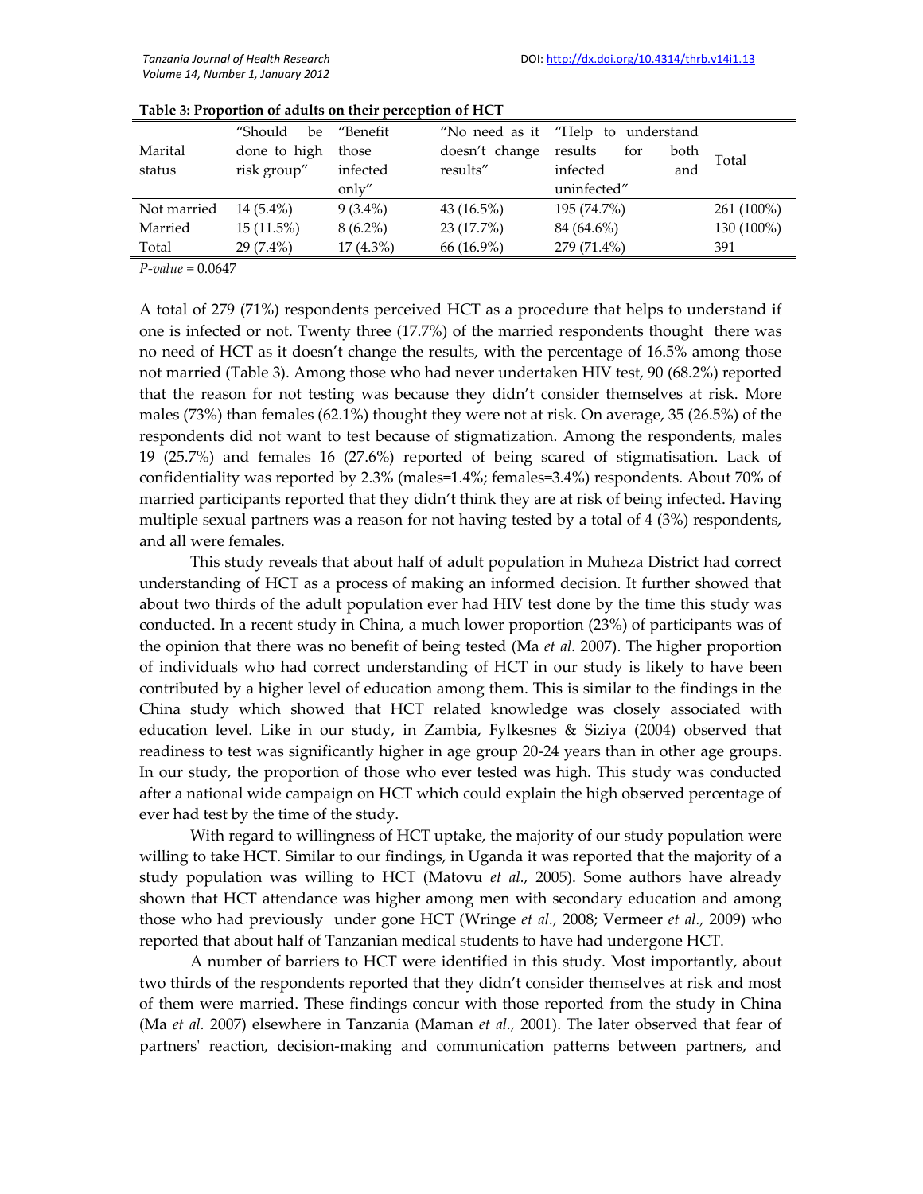**Table 3: Proportion of adults on their perception of HCT**

| Marital status | "Should be done to high risk group" | "Benefit those infected only" | "No need as it doesn't change results" | "Help to understand results for both infected and uninfected" | Total |
|---|---|---|---|---|---|
| Not married | 14 (5.4%) | 9 (3.4%) | 43 (16.5%) | 195 (74.7%) | 261 (100%) |
| Married | 15 (11.5%) | 8 (6.2%) | 23 (17.7%) | 84 (64.6%) | 130 (100%) |
| Total | 29 (7.4%) | 17 (4.3%) | 66 (16.9%) | 279 (71.4%) | 391 |

*P-value* = 0.0647

A total of 279 (71%) respondents perceived HCT as a procedure that helps to understand if one is infected or not. Twenty three (17.7%) of the married respondents thought there was no need of HCT as it doesn't change the results, with the percentage of 16.5% among those not married (Table 3). Among those who had never undertaken HIV test, 90 (68.2%) reported that the reason for not testing was because they didn't consider themselves at risk. More males (73%) than females (62.1%) thought they were not at risk. On average, 35 (26.5%) of the respondents did not want to test because of stigmatization. Among the respondents, males 19 (25.7%) and females 16 (27.6%) reported of being scared of stigmatisation. Lack of confidentiality was reported by 2.3% (males=1.4%; females=3.4%) respondents. About 70% of married participants reported that they didn't think they are at risk of being infected. Having multiple sexual partners was a reason for not having tested by a total of 4 (3%) respondents, and all were females.

This study reveals that about half of adult population in Muheza District had correct understanding of HCT as a process of making an informed decision. It further showed that about two thirds of the adult population ever had HIV test done by the time this study was conducted. In a recent study in China, a much lower proportion (23%) of participants was of the opinion that there was no benefit of being tested (Ma *et al.* 2007). The higher proportion of individuals who had correct understanding of HCT in our study is likely to have been contributed by a higher level of education among them. This is similar to the findings in the China study which showed that HCT related knowledge was closely associated with education level. Like in our study, in Zambia, Fylkesnes & Siziya (2004) observed that readiness to test was significantly higher in age group 20-24 years than in other age groups. In our study, the proportion of those who ever tested was high. This study was conducted after a national wide campaign on HCT which could explain the high observed percentage of ever had test by the time of the study.

With regard to willingness of HCT uptake, the majority of our study population were willing to take HCT. Similar to our findings, in Uganda it was reported that the majority of a study population was willing to HCT (Matovu *et al.,* 2005). Some authors have already shown that HCT attendance was higher among men with secondary education and among those who had previously under gone HCT (Wringe *et al.,* 2008; Vermeer *et al.,* 2009) who reported that about half of Tanzanian medical students to have had undergone HCT.

A number of barriers to HCT were identified in this study. Most importantly, about two thirds of the respondents reported that they didn't consider themselves at risk and most of them were married. These findings concur with those reported from the study in China (Ma *et al.* 2007) elsewhere in Tanzania (Maman *et al.,* 2001). The later observed that fear of partners' reaction, decision-making and communication patterns between partners, and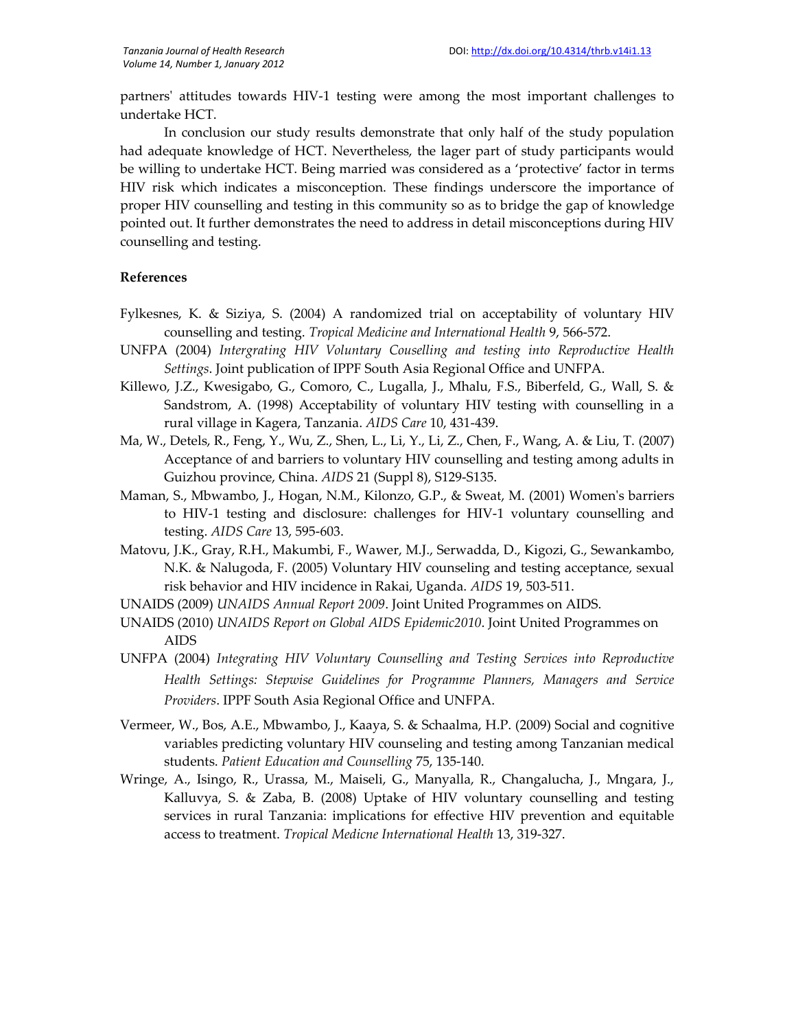partners' attitudes towards HIV-1 testing were among the most important challenges to undertake HCT.

In conclusion our study results demonstrate that only half of the study population had adequate knowledge of HCT. Nevertheless, the lager part of study participants would be willing to undertake HCT. Being married was considered as a 'protective' factor in terms HIV risk which indicates a misconception. These findings underscore the importance of proper HIV counselling and testing in this community so as to bridge the gap of knowledge pointed out. It further demonstrates the need to address in detail misconceptions during HIV counselling and testing.

## References

Fylkesnes, K. & Siziya, S. (2004) A randomized trial on acceptability of voluntary HIV counselling and testing. *Tropical Medicine and International Health* 9, 566-572.

UNFPA (2004) *Intergrating HIV Voluntary Couselling and testing into Reproductive Health Settings*. Joint publication of IPPF South Asia Regional Office and UNFPA.

Killewo, J.Z., Kwesigabo, G., Comoro, C., Lugalla, J., Mhalu, F.S., Biberfeld, G., Wall, S. & Sandstrom, A. (1998) Acceptability of voluntary HIV testing with counselling in a rural village in Kagera, Tanzania. *AIDS Care* 10, 431-439.

Ma, W., Detels, R., Feng, Y., Wu, Z., Shen, L., Li, Y., Li, Z., Chen, F., Wang, A. & Liu, T. (2007) Acceptance of and barriers to voluntary HIV counselling and testing among adults in Guizhou province, China. *AIDS* 21 (Suppl 8), S129-S135.

Maman, S., Mbwambo, J., Hogan, N.M., Kilonzo, G.P., & Sweat, M. (2001) Women's barriers to HIV-1 testing and disclosure: challenges for HIV-1 voluntary counselling and testing. *AIDS Care* 13, 595-603.

Matovu, J.K., Gray, R.H., Makumbi, F., Wawer, M.J., Serwadda, D., Kigozi, G., Sewankambo, N.K. & Nalugoda, F. (2005) Voluntary HIV counseling and testing acceptance, sexual risk behavior and HIV incidence in Rakai, Uganda. *AIDS* 19, 503-511.

UNAIDS (2009) *UNAIDS Annual Report 2009*. Joint United Programmes on AIDS.

UNAIDS (2010) *UNAIDS Report on Global AIDS Epidemic2010*. Joint United Programmes on AIDS

UNFPA (2004) *Integrating HIV Voluntary Counselling and Testing Services into Reproductive Health Settings: Stepwise Guidelines for Programme Planners, Managers and Service Providers*. IPPF South Asia Regional Office and UNFPA.

Vermeer, W., Bos, A.E., Mbwambo, J., Kaaya, S. & Schaalma, H.P. (2009) Social and cognitive variables predicting voluntary HIV counseling and testing among Tanzanian medical students. *Patient Education and Counselling* 75, 135-140.

Wringe, A., Isingo, R., Urassa, M., Maiseli, G., Manyalla, R., Changalucha, J., Mngara, J., Kalluvya, S. & Zaba, B. (2008) Uptake of HIV voluntary counselling and testing services in rural Tanzania: implications for effective HIV prevention and equitable access to treatment. *Tropical Medicne International Health* 13, 319-327.